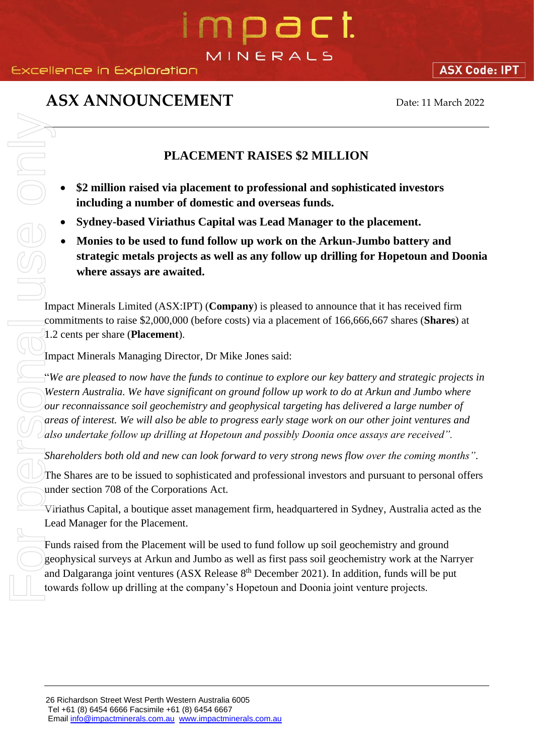# ASX ANNOUNCEMENT

Date: 11 March 2022

## PLACEMENT RAISES $2 MILLION

- **$2 million raised via placement to professional and sophisticated investors including a number of domestic and overseas funds.**
- **Sydney-based Viriathus Capital was Lead Manager to the placement.**
- **Monies to be used to fund follow up work on the Arkun-Jumbo battery and strategic metals projects as well as any follow up drilling for Hopetoun and Doonia where assays are awaited.**

Impact Minerals Limited (ASX:IPT) (**Company**) is pleased to announce that it has received firm commitments to raise $2,000,000 (before costs) via a placement of 166,666,667 shares (**Shares**) at 1.2 cents per share (**Placement**).

Impact Minerals Managing Director, Dr Mike Jones said:

"*We are pleased to now have the funds to continue to explore our key battery and strategic projects in Western Australia. We have significant on ground follow up work to do at Arkun and Jumbo where our reconnaissance soil geochemistry and geophysical targeting has delivered a large number of areas of interest. We will also be able to progress early stage work on our other joint ventures and also undertake follow up drilling at Hopetoun and possibly Doonia once assays are received".*

*Shareholders both old and new can look forward to very strong news flow over the coming months"*.

The Shares are to be issued to sophisticated and professional investors and pursuant to personal offers under section 708 of the Corporations Act.

Viriathus Capital, a boutique asset management firm, headquartered in Sydney, Australia acted as the Lead Manager for the Placement.

Funds raised from the Placement will be used to fund follow up soil geochemistry and ground geophysical surveys at Arkun and Jumbo as well as first pass soil geochemistry work at the Narryer and Dalgaranga joint ventures (ASX Release 8th December 2021). In addition, funds will be put towards follow up drilling at the company's Hopetoun and Doonia joint venture projects.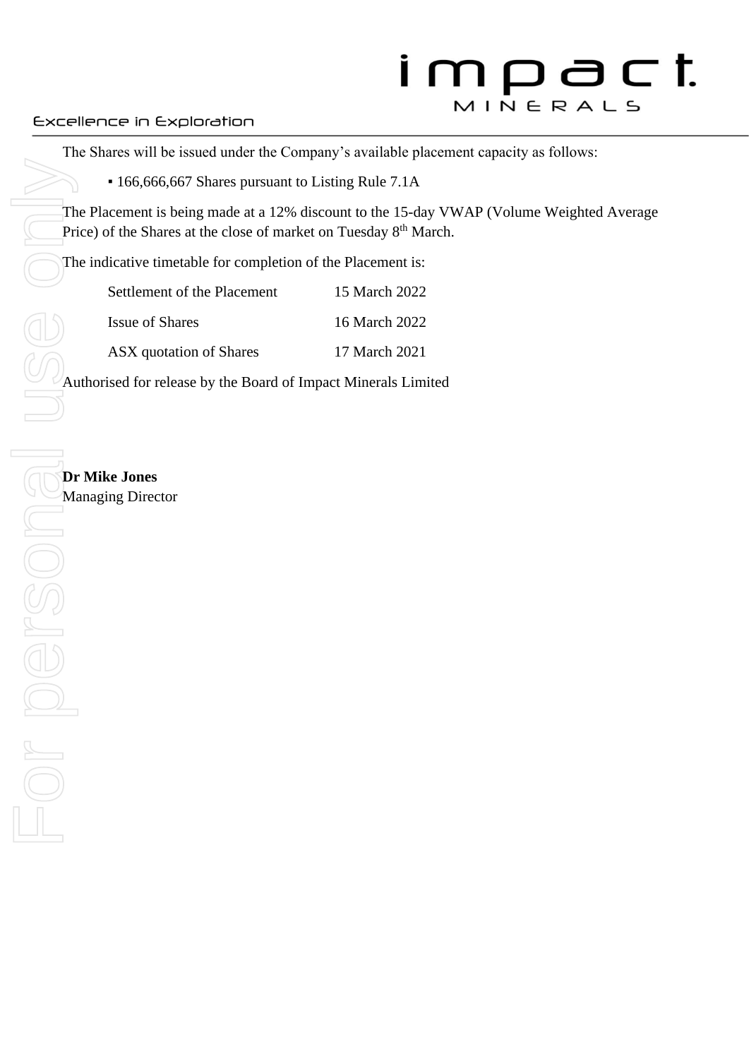The Shares will be issued under the Company's available placement capacity as follows:

- 166,666,667 Shares pursuant to Listing Rule 7.1A

The Placement is being made at a 12% discount to the 15-day VWAP (Volume Weighted Average Price) of the Shares at the close of market on Tuesday 8th March.

The indicative timetable for completion of the Placement is:

| | |
|---|---|
| Settlement of the Placement | 15 March 2022 |
| Issue of Shares | 16 March 2022 |
| ASX quotation of Shares | 17 March 2021 |

Authorised for release by the Board of Impact Minerals Limited

**Dr Mike Jones**
Managing Director